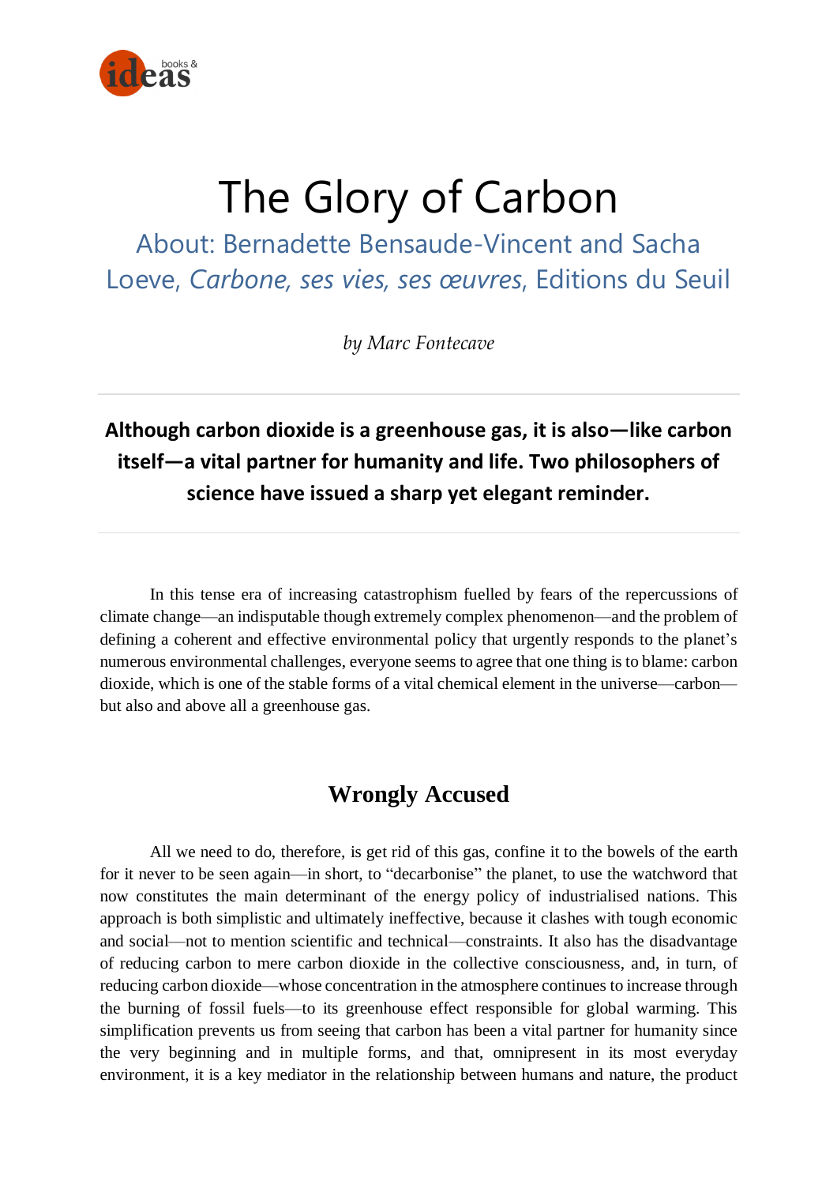# The Glory of Carbon

## About: Bernadette Bensaude-Vincent and Sacha Loeve, *Carbone, ses vies, ses œuvres*, Editions du Seuil

*by Marc Fontecave*

**Although carbon dioxide is a greenhouse gas, it is also—like carbon itself—a vital partner for humanity and life. Two philosophers of science have issued a sharp yet elegant reminder.**

In this tense era of increasing catastrophism fuelled by fears of the repercussions of climate change—an indisputable though extremely complex phenomenon—and the problem of defining a coherent and effective environmental policy that urgently responds to the planet's numerous environmental challenges, everyone seems to agree that one thing is to blame: carbon dioxide, which is one of the stable forms of a vital chemical element in the universe—carbon—but also and above all a greenhouse gas.

## Wrongly Accused

All we need to do, therefore, is get rid of this gas, confine it to the bowels of the earth for it never to be seen again—in short, to "decarbonise" the planet, to use the watchword that now constitutes the main determinant of the energy policy of industrialised nations. This approach is both simplistic and ultimately ineffective, because it clashes with tough economic and social—not to mention scientific and technical—constraints. It also has the disadvantage of reducing carbon to mere carbon dioxide in the collective consciousness, and, in turn, of reducing carbon dioxide—whose concentration in the atmosphere continues to increase through the burning of fossil fuels—to its greenhouse effect responsible for global warming. This simplification prevents us from seeing that carbon has been a vital partner for humanity since the very beginning and in multiple forms, and that, omnipresent in its most everyday environment, it is a key mediator in the relationship between humans and nature, the product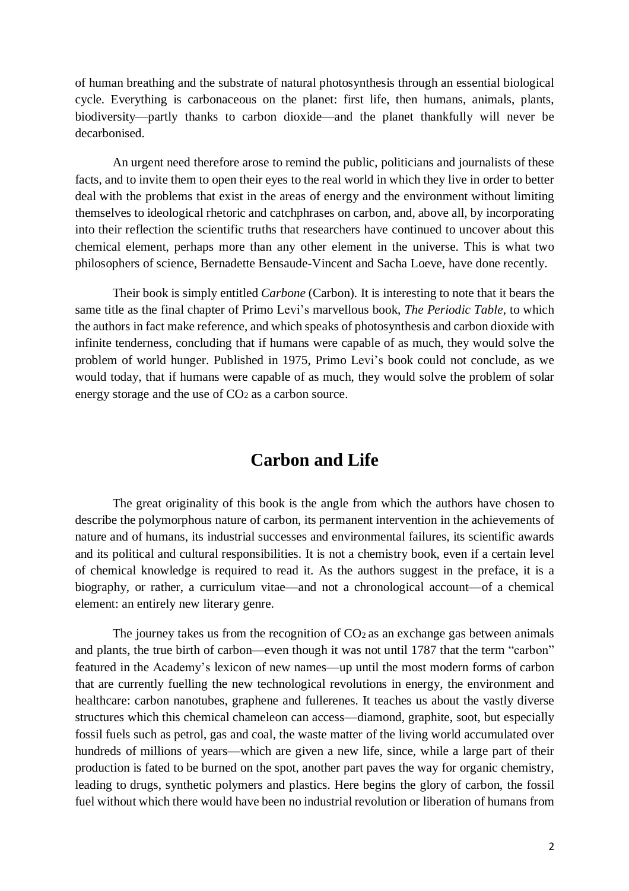of human breathing and the substrate of natural photosynthesis through an essential biological cycle. Everything is carbonaceous on the planet: first life, then humans, animals, plants, biodiversity—partly thanks to carbon dioxide—and the planet thankfully will never be decarbonised.

An urgent need therefore arose to remind the public, politicians and journalists of these facts, and to invite them to open their eyes to the real world in which they live in order to better deal with the problems that exist in the areas of energy and the environment without limiting themselves to ideological rhetoric and catchphrases on carbon, and, above all, by incorporating into their reflection the scientific truths that researchers have continued to uncover about this chemical element, perhaps more than any other element in the universe. This is what two philosophers of science, Bernadette Bensaude-Vincent and Sacha Loeve, have done recently.

Their book is simply entitled *Carbone* (Carbon). It is interesting to note that it bears the same title as the final chapter of Primo Levi's marvellous book, *The Periodic Table*, to which the authors in fact make reference, and which speaks of photosynthesis and carbon dioxide with infinite tenderness, concluding that if humans were capable of as much, they would solve the problem of world hunger. Published in 1975, Primo Levi's book could not conclude, as we would today, that if humans were capable of as much, they would solve the problem of solar energy storage and the use of $CO_2$ as a carbon source.

## Carbon and Life

The great originality of this book is the angle from which the authors have chosen to describe the polymorphous nature of carbon, its permanent intervention in the achievements of nature and of humans, its industrial successes and environmental failures, its scientific awards and its political and cultural responsibilities. It is not a chemistry book, even if a certain level of chemical knowledge is required to read it. As the authors suggest in the preface, it is a biography, or rather, a curriculum vitae—and not a chronological account—of a chemical element: an entirely new literary genre.

The journey takes us from the recognition of $CO_2$ as an exchange gas between animals and plants, the true birth of carbon—even though it was not until 1787 that the term "carbon" featured in the Academy's lexicon of new names—up until the most modern forms of carbon that are currently fuelling the new technological revolutions in energy, the environment and healthcare: carbon nanotubes, graphene and fullerenes. It teaches us about the vastly diverse structures which this chemical chameleon can access—diamond, graphite, soot, but especially fossil fuels such as petrol, gas and coal, the waste matter of the living world accumulated over hundreds of millions of years—which are given a new life, since, while a large part of their production is fated to be burned on the spot, another part paves the way for organic chemistry, leading to drugs, synthetic polymers and plastics. Here begins the glory of carbon, the fossil fuel without which there would have been no industrial revolution or liberation of humans from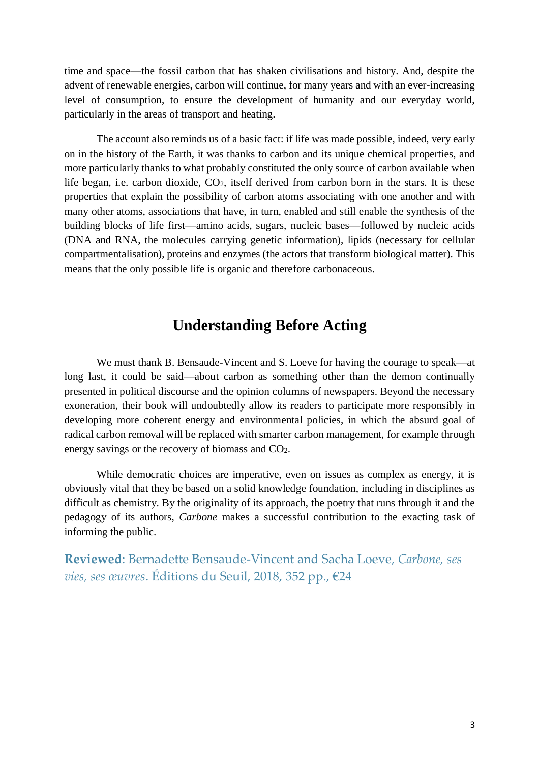time and space—the fossil carbon that has shaken civilisations and history. And, despite the advent of renewable energies, carbon will continue, for many years and with an ever-increasing level of consumption, to ensure the development of humanity and our everyday world, particularly in the areas of transport and heating.

The account also reminds us of a basic fact: if life was made possible, indeed, very early on in the history of the Earth, it was thanks to carbon and its unique chemical properties, and more particularly thanks to what probably constituted the only source of carbon available when life began, i.e. carbon dioxide, $CO_2$, itself derived from carbon born in the stars. It is these properties that explain the possibility of carbon atoms associating with one another and with many other atoms, associations that have, in turn, enabled and still enable the synthesis of the building blocks of life first—amino acids, sugars, nucleic bases—followed by nucleic acids (DNA and RNA, the molecules carrying genetic information), lipids (necessary for cellular compartmentalisation), proteins and enzymes (the actors that transform biological matter). This means that the only possible life is organic and therefore carbonaceous.

## Understanding Before Acting

We must thank B. Bensaude-Vincent and S. Loeve for having the courage to speak—at long last, it could be said—about carbon as something other than the demon continually presented in political discourse and the opinion columns of newspapers. Beyond the necessary exoneration, their book will undoubtedly allow its readers to participate more responsibly in developing more coherent energy and environmental policies, in which the absurd goal of radical carbon removal will be replaced with smarter carbon management, for example through energy savings or the recovery of biomass and $CO_2$.

While democratic choices are imperative, even on issues as complex as energy, it is obviously vital that they be based on a solid knowledge foundation, including in disciplines as difficult as chemistry. By the originality of its approach, the poetry that runs through it and the pedagogy of its authors, *Carbone* makes a successful contribution to the exacting task of informing the public.

**Reviewed**: Bernadette Bensaude-Vincent and Sacha Loeve, *Carbone, ses vies, ses œuvres*. Éditions du Seuil, 2018, 352 pp., €24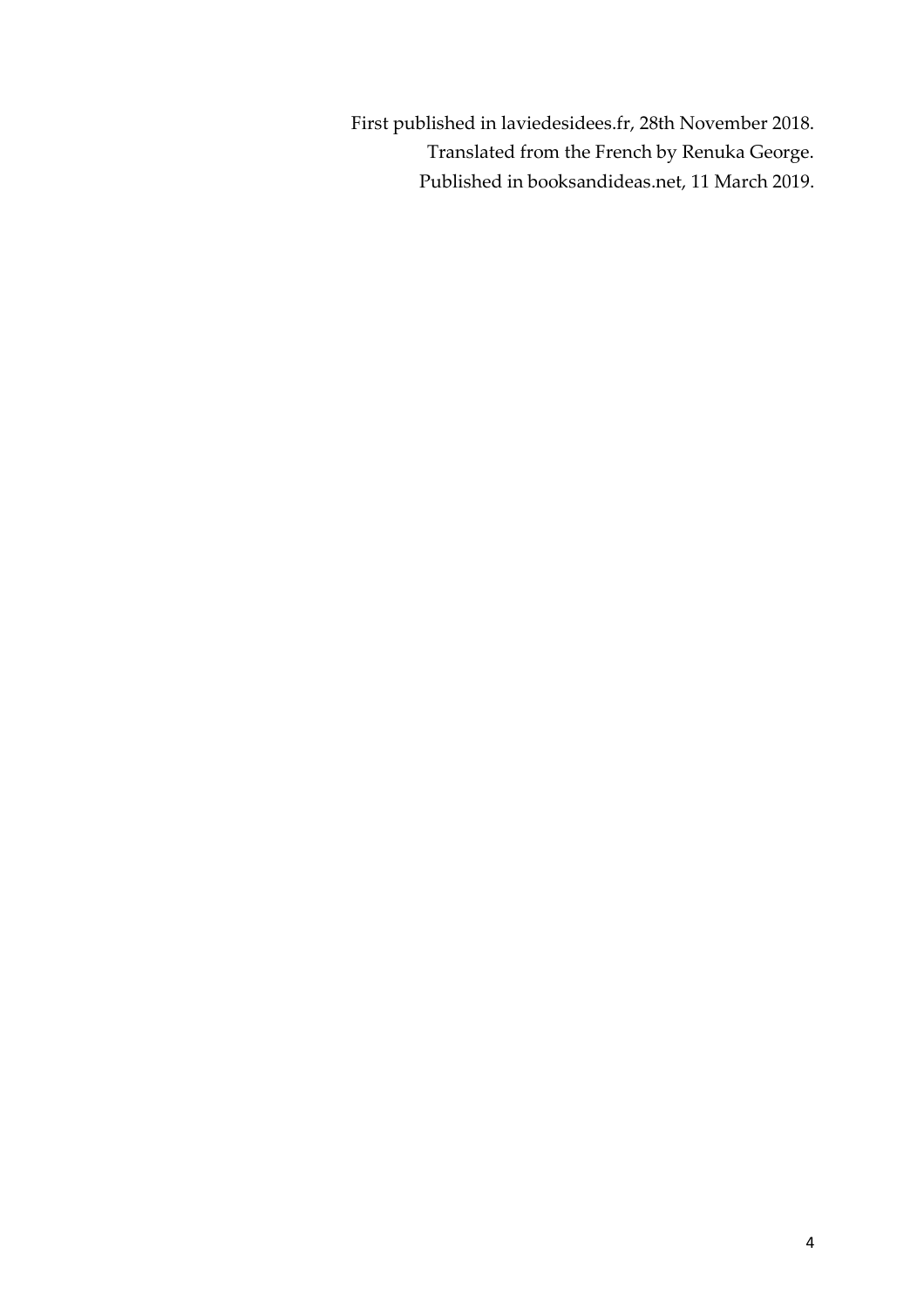First published in laviedesidees.fr, 28th November 2018.

Translated from the French by Renuka George.

Published in booksandideas.net, 11 March 2019.